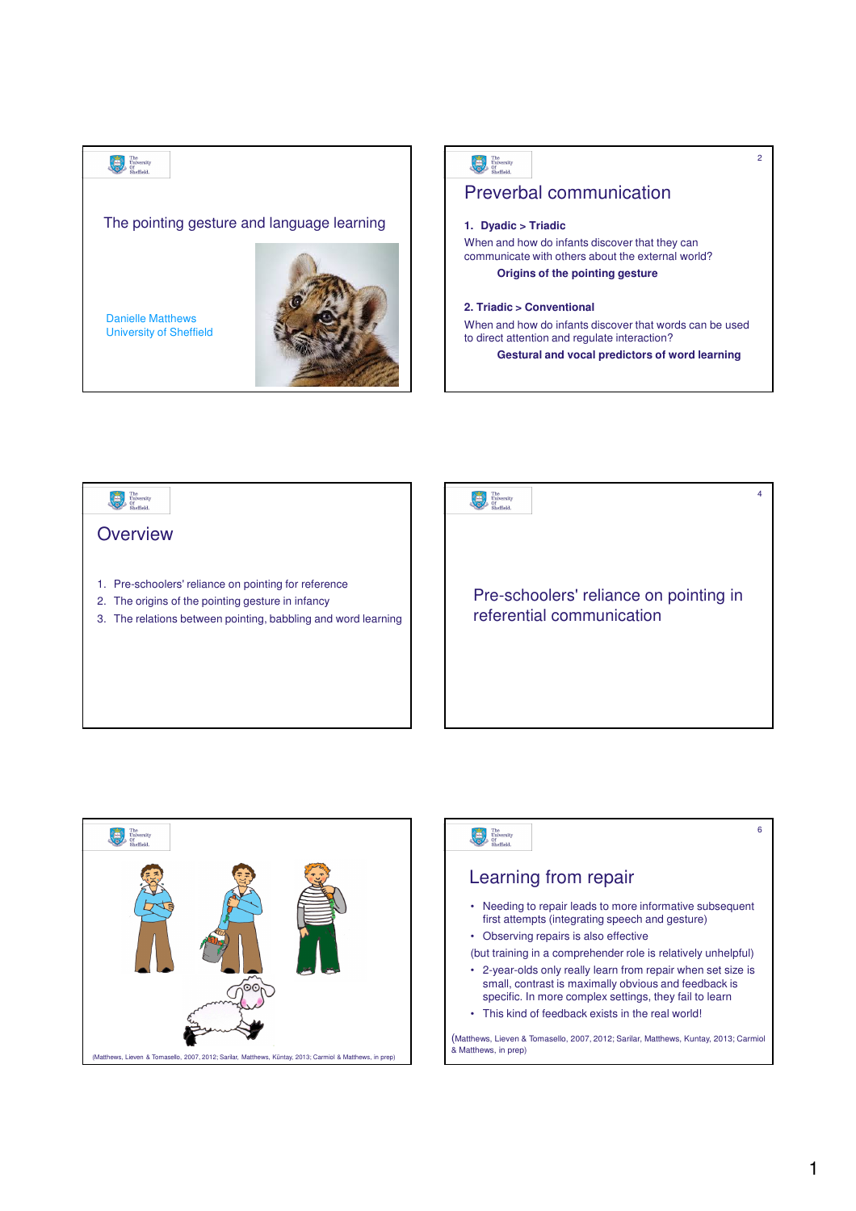## The pointing gesture and language learning

Danielle Matthews
University of Sheffield

## Preverbal communication

**1. Dyadic > Triadic**

When and how do infants discover that they can communicate with others about the external world?

**Origins of the pointing gesture**

**2. Triadic > Conventional**

When and how do infants discover that words can be used to direct attention and regulate interaction?

**Gestural and vocal predictors of word learning**

## Overview

1. Pre-schoolers' reliance on pointing for reference
2. The origins of the pointing gesture in infancy
3. The relations between pointing, babbling and word learning

## Pre-schoolers' reliance on pointing in referential communication

(Matthews, Lieven & Tomasello, 2007, 2012; Sarilar, Matthews, Küntay, 2013; Carmiol & Matthews, in prep)

## Learning from repair

- Needing to repair leads to more informative subsequent first attempts (integrating speech and gesture)
- Observing repairs is also effective

(but training in a comprehender role is relatively unhelpful)

- 2-year-olds only really learn from repair when set size is small, contrast is maximally obvious and feedback is specific. In more complex settings, they fail to learn
- This kind of feedback exists in the real world!

(Matthews, Lieven & Tomasello, 2007, 2012; Sarilar, Matthews, Kuntay, 2013; Carmiol & Matthews, in prep)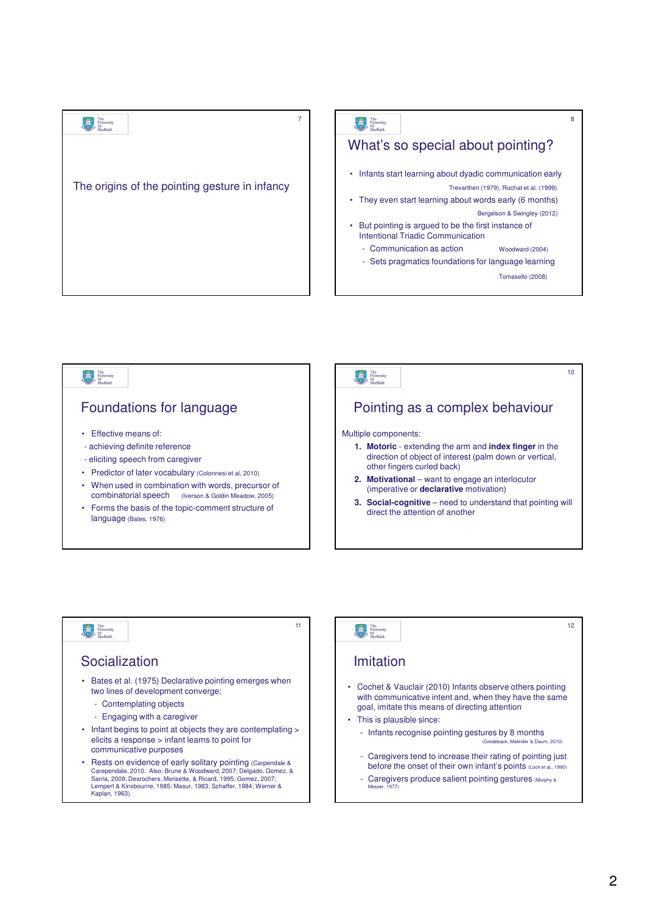The origins of the pointing gesture in infancy

## What's so special about pointing?

- Infants start learning about dyadic communication early
  Trevarthen (1979), Rochat et al. (1999)
- They even start learning about words early (6 months)
  Bergelson & Swingley (2012)
- But pointing is argued to be the first instance of Intentional Triadic Communication
  - Communication as action  Woodward (2004)
  - Sets pragmatics foundations for language learning
    Tomasello (2008)

## Foundations for language

- Effective means of:
  - achieving definite reference
  - eliciting speech from caregiver
- Predictor of later vocabulary (Colonnesi et al, 2010)
- When used in combination with words, precursor of combinatorial speech  (Iverson & Goldin Meadow, 2005)
- Forms the basis of the topic-comment structure of language (Bates, 1976)

## Pointing as a complex behaviour

Multiple components:

1. **Motoric** - extending the arm and **index finger** in the direction of object of interest (palm down or vertical, other fingers curled back)
2. **Motivational** – want to engage an interlocutor (imperative or **declarative** motivation)
3. **Social-cognitive** – need to understand that pointing will direct the attention of another

## Socialization

- Bates et al. (1975) Declarative pointing emerges when two lines of development converge:
  - Contemplating objects
  - Engaging with a caregiver
- Infant begins to point at objects they are contemplating > elicits a response > infant learns to point for communicative purposes
- Rests on evidence of early solitary pointing (Carpendale & Carependale, 2010. Also: Brune & Woodward, 2007; Delgado, Gomez, & Sarria, 2009; Desrochers, Morisette, & Ricard, 1995; Gomez, 2007; Lempert & Kinsbourne, 1985; Masur, 1983; Schaffer, 1984; Werner & Kaplan, 1963)

## Imitation

- Cochet & Vauclair (2010) Infants observe others pointing with communicative intent and, when they have the same goal, imitate this means of directing attention
- This is plausible since:
  - Infants recognise pointing gestures by 8 months (Gredeback, Melinder & Daum, 2010)
  - Caregivers tend to increase their rating of pointing just before the onset of their own infant's points (Lock et al., 1990)
  - Caregivers produce salient pointing gestures (Murphy & Messer, 1977)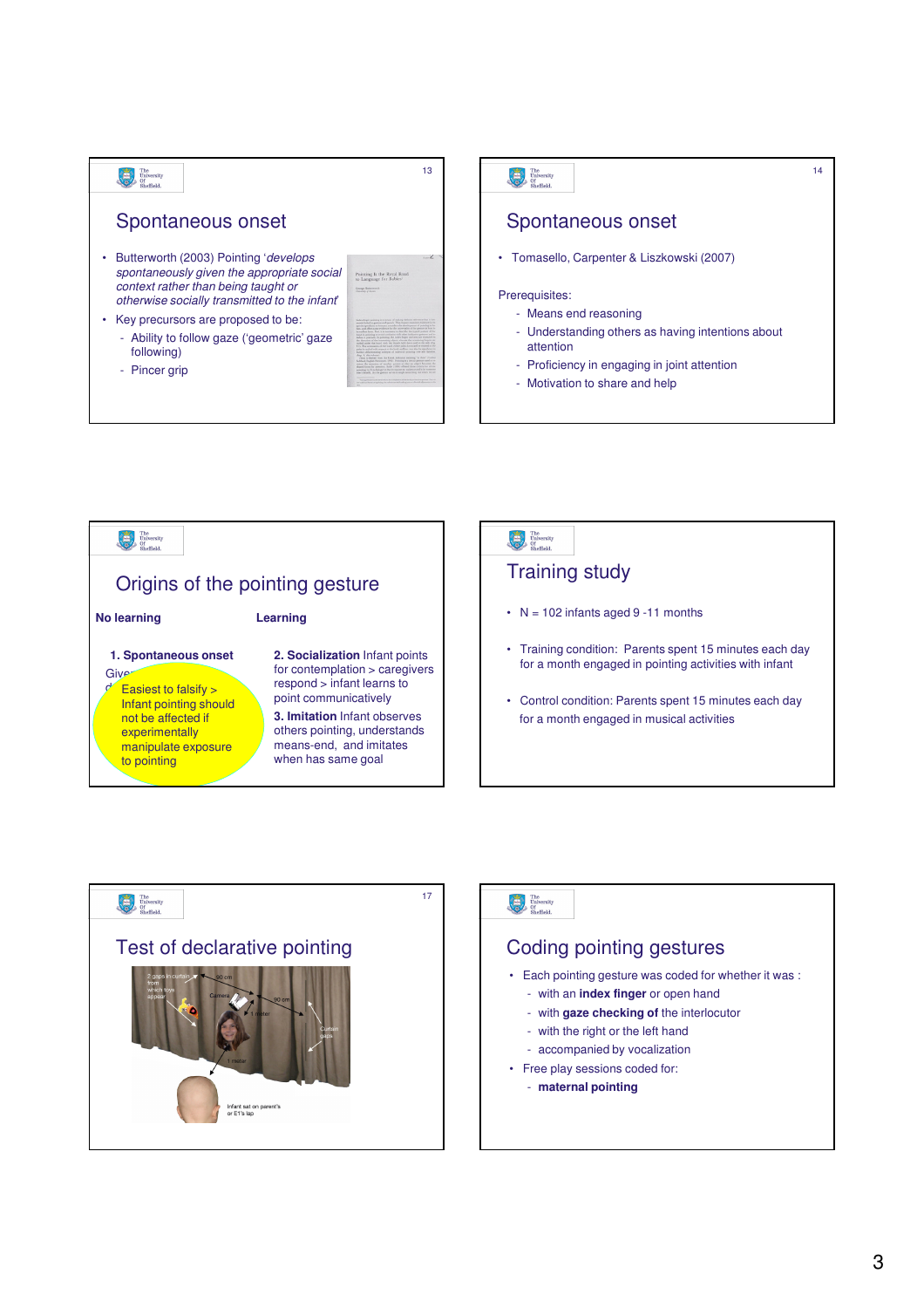## Spontaneous onset

- Butterworth (2003) Pointing '*develops spontaneously given the appropriate social context rather than being taught or otherwise socially transmitted to the infant*'
- Key precursors are proposed to be:
  - Ability to follow gaze ('geometric' gaze following)
  - Pincer grip

## Spontaneous onset

- Tomasello, Carpenter & Liszkowski (2007)

Prerequisites:

- Means end reasoning
- Understanding others as having intentions about attention
- Proficiency in engaging in joint attention
- Motivation to share and help

## Origins of the pointing gesture

**No learning**

**1. Spontaneous onset**

Give... d...

Easiest to falsify > Infant pointing should not be affected if experimentally manipulate exposure to pointing

**Learning**

**2. Socialization** Infant points for contemplation > caregivers respond > infant learns to point communicatively

**3. Imitation** Infant observes others pointing, understands means-end, and imitates when has same goal

## Training study

- N = 102 infants aged 9 -11 months
- Training condition: Parents spent 15 minutes each day for a month engaged in pointing activities with infant
- Control condition: Parents spent 15 minutes each day for a month engaged in musical activities

## Test of declarative pointing

2 gaps in curtain from which toys appear

90 cm

Camera

90 cm

1 meter

Curtain gaps

1 meter

Infant sat on parent's or E1's lap

## Coding pointing gestures

- Each pointing gesture was coded for whether it was :
  - with an **index finger** or open hand
  - with **gaze checking of** the interlocutor
  - with the right or the left hand
  - accompanied by vocalization
- Free play sessions coded for:
  - **maternal pointing**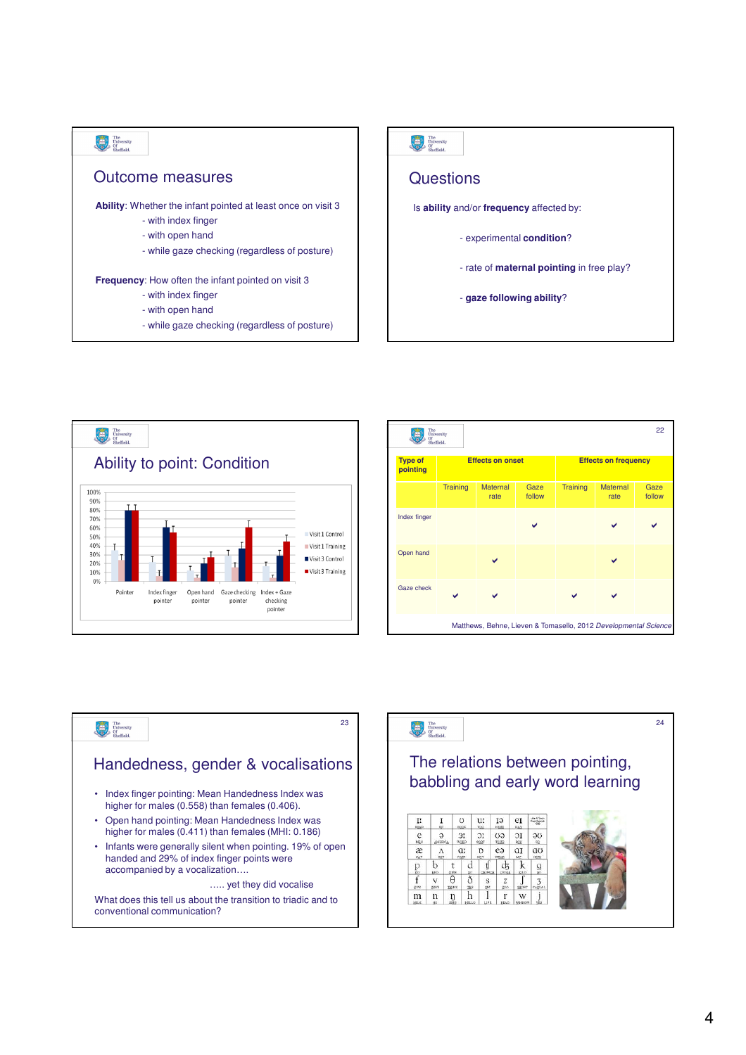## Outcome measures

**Ability**: Whether the infant pointed at least once on visit 3

- with index finger
- with open hand
- while gaze checking (regardless of posture)

**Frequency**: How often the infant pointed on visit 3

- with index finger
- with open hand
- while gaze checking (regardless of posture)

## Questions

Is **ability** and/or **frequency** affected by:

- experimental **condition**?
- rate of **maternal pointing** in free play?
- **gaze following ability**?

## Ability to point: Condition

100%
90%
80%
70%
60%
50%
40%
30%
20%
10%
0%

Pointer | Index finger pointer | Open hand pointer | Gaze checking pointer | Index + Gaze checking pointer

Visit 1 Control
Visit 1 Training
Visit 3 Control
Visit 3 Training

| Type of pointing | Effects on onset | | | Effects on frequency | | |
|---|---|---|---|---|---|---|
| | Training | Maternal rate | Gaze follow | Training | Maternal rate | Gaze follow |
| Index finger | | | ✔ | | ✔ | ✔ |
| Open hand | | ✔ | | | ✔ | |
| Gaze check | ✔ | ✔ | | ✔ | ✔ | |

Matthews, Behne, Lieven & Tomasello, 2012 *Developmental Science*

## Handedness, gender & vocalisations

- Index finger pointing: Mean Handedness Index was higher for males (0.558) than females (0.406).
- Open hand pointing: Mean Handedness Index was higher for males (0.411) than females (MHI: 0.186)
- Infants were generally silent when pointing. 19% of open handed and 29% of index finger points were accompanied by a vocalization….

….. yet they did vocalise

What does this tell us about the transition to triadic and to conventional communication?

## The relations between pointing, babbling and early word learning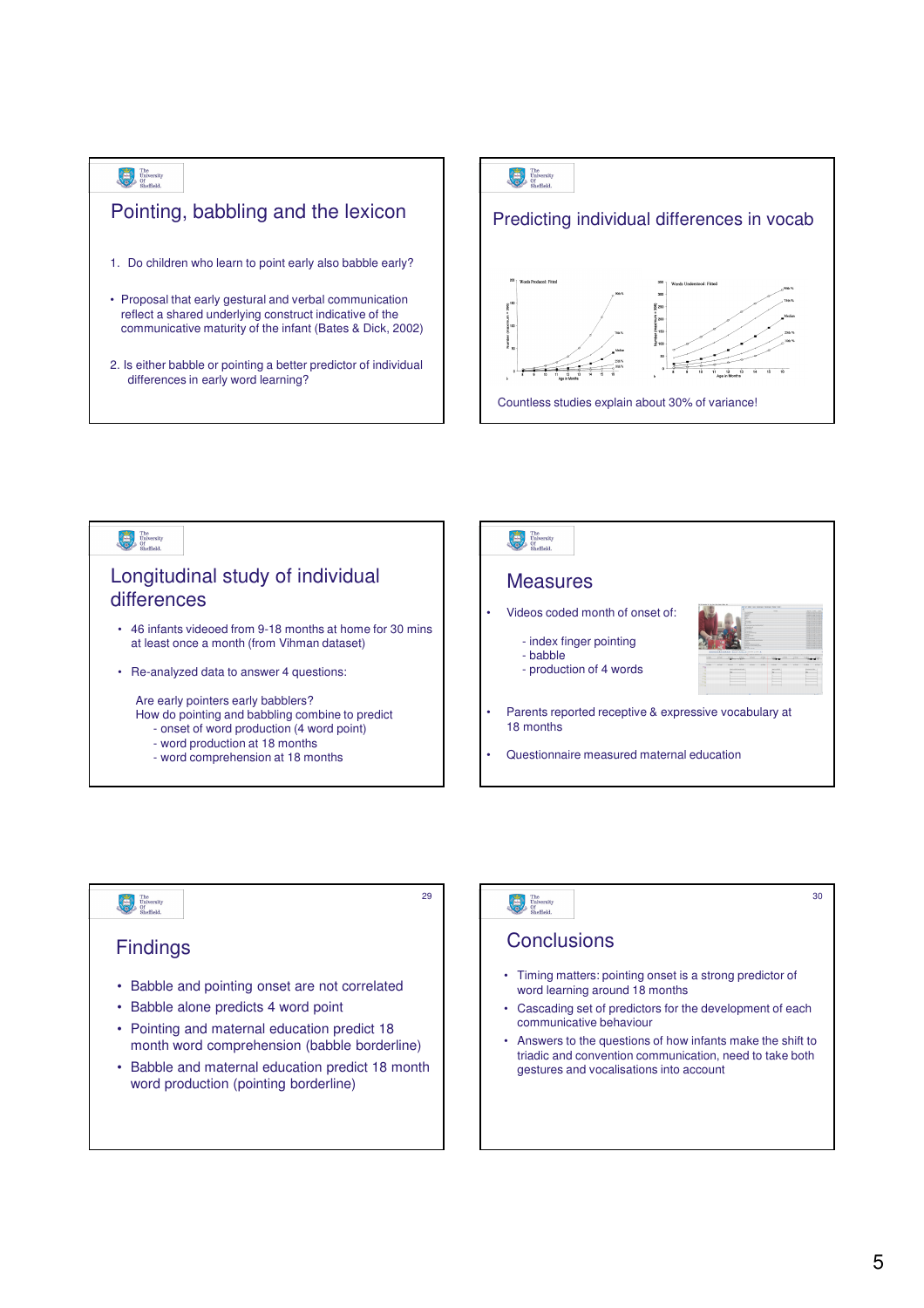## Pointing, babbling and the lexicon

1. Do children who learn to point early also babble early?

- Proposal that early gestural and verbal communication reflect a shared underlying construct indicative of the communicative maturity of the infant (Bates & Dick, 2002)

2. Is either babble or pointing a better predictor of individual differences in early word learning?

## Predicting individual differences in vocab

Countless studies explain about 30% of variance!

## Longitudinal study of individual differences

- 46 infants videoed from 9-18 months at home for 30 mins at least once a month (from Vihman dataset)
- Re-analyzed data to answer 4 questions:

  Are early pointers early babblers?
  How do pointing and babbling combine to predict
  - onset of word production (4 word point)
  - word production at 18 months
  - word comprehension at 18 months

## Measures

- Videos coded month of onset of:
  - index finger pointing
  - babble
  - production of 4 words
- Parents reported receptive & expressive vocabulary at 18 months
- Questionnaire measured maternal education

## Findings

- Babble and pointing onset are not correlated
- Babble alone predicts 4 word point
- Pointing and maternal education predict 18 month word comprehension (babble borderline)
- Babble and maternal education predict 18 month word production (pointing borderline)

## Conclusions

- Timing matters: pointing onset is a strong predictor of word learning around 18 months
- Cascading set of predictors for the development of each communicative behaviour
- Answers to the questions of how infants make the shift to triadic and convention communication, need to take both gestures and vocalisations into account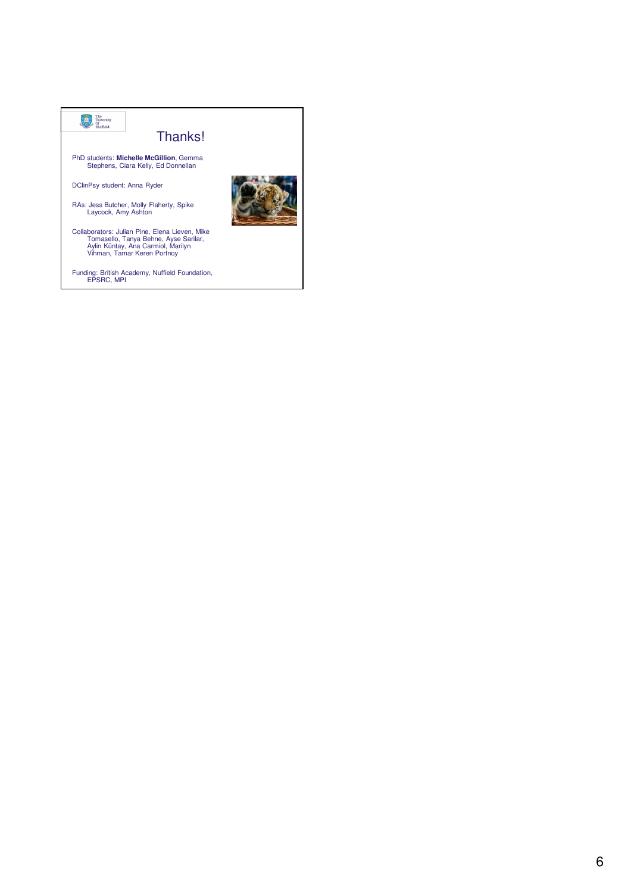# Thanks!

PhD students: **Michelle McGillion**, Gemma Stephens, Ciara Kelly, Ed Donnellan

DClinPsy student: Anna Ryder

RAs: Jess Butcher, Molly Flaherty, Spike Laycock, Amy Ashton

Collaborators: Julian Pine, Elena Lieven, Mike Tomasello, Tanya Behne, Ayse Sarilar, Aylin Küntay, Ana Carmiol, Marilyn Vihman, Tamar Keren Portnoy

Funding: British Academy, Nuffield Foundation, EPSRC, MPI